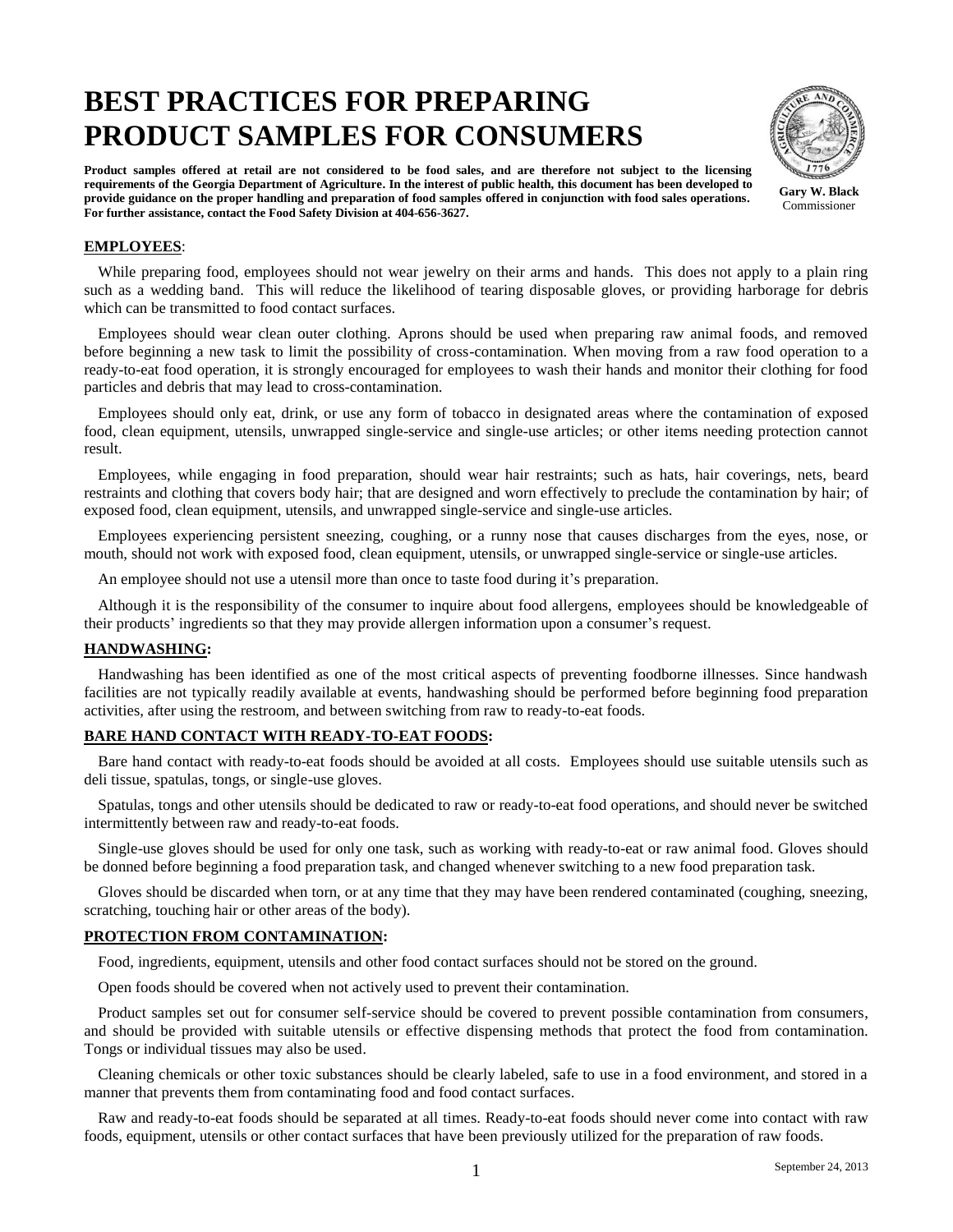# BEST PRACTICES FOR PREPARING PRODUCT SAMPLES FOR CONSUMERS

**Product samples offered at retail are not considered to be food sales, and are therefore not subject to the licensing requirements of the Georgia Department of Agriculture. In the interest of public health, this document has been developed to provide guidance on the proper handling and preparation of food samples offered in conjunction with food sales operations. For further assistance, contact the Food Safety Division at 404-656-3627.**

**Gary W. Black**
Commissioner

## EMPLOYEES:

While preparing food, employees should not wear jewelry on their arms and hands. This does not apply to a plain ring such as a wedding band. This will reduce the likelihood of tearing disposable gloves, or providing harborage for debris which can be transmitted to food contact surfaces.

Employees should wear clean outer clothing. Aprons should be used when preparing raw animal foods, and removed before beginning a new task to limit the possibility of cross-contamination. When moving from a raw food operation to a ready-to-eat food operation, it is strongly encouraged for employees to wash their hands and monitor their clothing for food particles and debris that may lead to cross-contamination.

Employees should only eat, drink, or use any form of tobacco in designated areas where the contamination of exposed food, clean equipment, utensils, unwrapped single-service and single-use articles; or other items needing protection cannot result.

Employees, while engaging in food preparation, should wear hair restraints; such as hats, hair coverings, nets, beard restraints and clothing that covers body hair; that are designed and worn effectively to preclude the contamination by hair; of exposed food, clean equipment, utensils, and unwrapped single-service and single-use articles.

Employees experiencing persistent sneezing, coughing, or a runny nose that causes discharges from the eyes, nose, or mouth, should not work with exposed food, clean equipment, utensils, or unwrapped single-service or single-use articles.

An employee should not use a utensil more than once to taste food during it's preparation.

Although it is the responsibility of the consumer to inquire about food allergens, employees should be knowledgeable of their products' ingredients so that they may provide allergen information upon a consumer's request.

## HANDWASHING:

Handwashing has been identified as one of the most critical aspects of preventing foodborne illnesses. Since handwash facilities are not typically readily available at events, handwashing should be performed before beginning food preparation activities, after using the restroom, and between switching from raw to ready-to-eat foods.

## BARE HAND CONTACT WITH READY-TO-EAT FOODS:

Bare hand contact with ready-to-eat foods should be avoided at all costs. Employees should use suitable utensils such as deli tissue, spatulas, tongs, or single-use gloves.

Spatulas, tongs and other utensils should be dedicated to raw or ready-to-eat food operations, and should never be switched intermittently between raw and ready-to-eat foods.

Single-use gloves should be used for only one task, such as working with ready-to-eat or raw animal food. Gloves should be donned before beginning a food preparation task, and changed whenever switching to a new food preparation task.

Gloves should be discarded when torn, or at any time that they may have been rendered contaminated (coughing, sneezing, scratching, touching hair or other areas of the body).

## PROTECTION FROM CONTAMINATION:

Food, ingredients, equipment, utensils and other food contact surfaces should not be stored on the ground.

Open foods should be covered when not actively used to prevent their contamination.

Product samples set out for consumer self-service should be covered to prevent possible contamination from consumers, and should be provided with suitable utensils or effective dispensing methods that protect the food from contamination. Tongs or individual tissues may also be used.

Cleaning chemicals or other toxic substances should be clearly labeled, safe to use in a food environment, and stored in a manner that prevents them from contaminating food and food contact surfaces.

Raw and ready-to-eat foods should be separated at all times. Ready-to-eat foods should never come into contact with raw foods, equipment, utensils or other contact surfaces that have been previously utilized for the preparation of raw foods.

September 24, 2013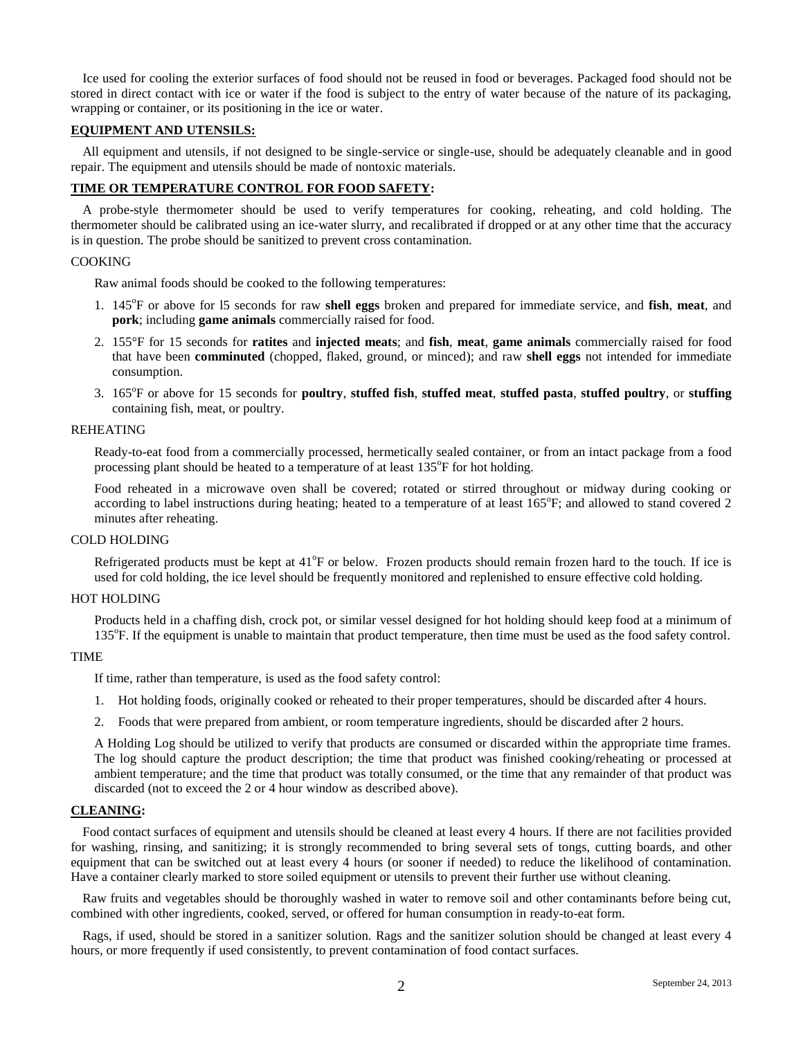Ice used for cooling the exterior surfaces of food should not be reused in food or beverages. Packaged food should not be stored in direct contact with ice or water if the food is subject to the entry of water because of the nature of its packaging, wrapping or container, or its positioning in the ice or water.

## EQUIPMENT AND UTENSILS:

All equipment and utensils, if not designed to be single-service or single-use, should be adequately cleanable and in good repair. The equipment and utensils should be made of nontoxic materials.

## TIME OR TEMPERATURE CONTROL FOR FOOD SAFETY:

A probe-style thermometer should be used to verify temperatures for cooking, reheating, and cold holding. The thermometer should be calibrated using an ice-water slurry, and recalibrated if dropped or at any other time that the accuracy is in question. The probe should be sanitized to prevent cross contamination.

### COOKING

Raw animal foods should be cooked to the following temperatures:

1. 145°F or above for l5 seconds for raw **shell eggs** broken and prepared for immediate service, and **fish**, **meat**, and **pork**; including **game animals** commercially raised for food.
2. 155°F for 15 seconds for **ratites** and **injected meats**; and **fish**, **meat**, **game animals** commercially raised for food that have been **comminuted** (chopped, flaked, ground, or minced); and raw **shell eggs** not intended for immediate consumption.
3. 165°F or above for 15 seconds for **poultry**, **stuffed fish**, **stuffed meat**, **stuffed pasta**, **stuffed poultry**, or **stuffing** containing fish, meat, or poultry.

### REHEATING

Ready-to-eat food from a commercially processed, hermetically sealed container, or from an intact package from a food processing plant should be heated to a temperature of at least 135°F for hot holding.

Food reheated in a microwave oven shall be covered; rotated or stirred throughout or midway during cooking or according to label instructions during heating; heated to a temperature of at least 165°F; and allowed to stand covered 2 minutes after reheating.

### COLD HOLDING

Refrigerated products must be kept at 41°F or below. Frozen products should remain frozen hard to the touch. If ice is used for cold holding, the ice level should be frequently monitored and replenished to ensure effective cold holding.

### HOT HOLDING

Products held in a chaffing dish, crock pot, or similar vessel designed for hot holding should keep food at a minimum of 135°F. If the equipment is unable to maintain that product temperature, then time must be used as the food safety control.

### TIME

If time, rather than temperature, is used as the food safety control:

1. Hot holding foods, originally cooked or reheated to their proper temperatures, should be discarded after 4 hours.
2. Foods that were prepared from ambient, or room temperature ingredients, should be discarded after 2 hours.

A Holding Log should be utilized to verify that products are consumed or discarded within the appropriate time frames. The log should capture the product description; the time that product was finished cooking/reheating or processed at ambient temperature; and the time that product was totally consumed, or the time that any remainder of that product was discarded (not to exceed the 2 or 4 hour window as described above).

## CLEANING:

Food contact surfaces of equipment and utensils should be cleaned at least every 4 hours. If there are not facilities provided for washing, rinsing, and sanitizing; it is strongly recommended to bring several sets of tongs, cutting boards, and other equipment that can be switched out at least every 4 hours (or sooner if needed) to reduce the likelihood of contamination. Have a container clearly marked to store soiled equipment or utensils to prevent their further use without cleaning.

Raw fruits and vegetables should be thoroughly washed in water to remove soil and other contaminants before being cut, combined with other ingredients, cooked, served, or offered for human consumption in ready-to-eat form.

Rags, if used, should be stored in a sanitizer solution. Rags and the sanitizer solution should be changed at least every 4 hours, or more frequently if used consistently, to prevent contamination of food contact surfaces.